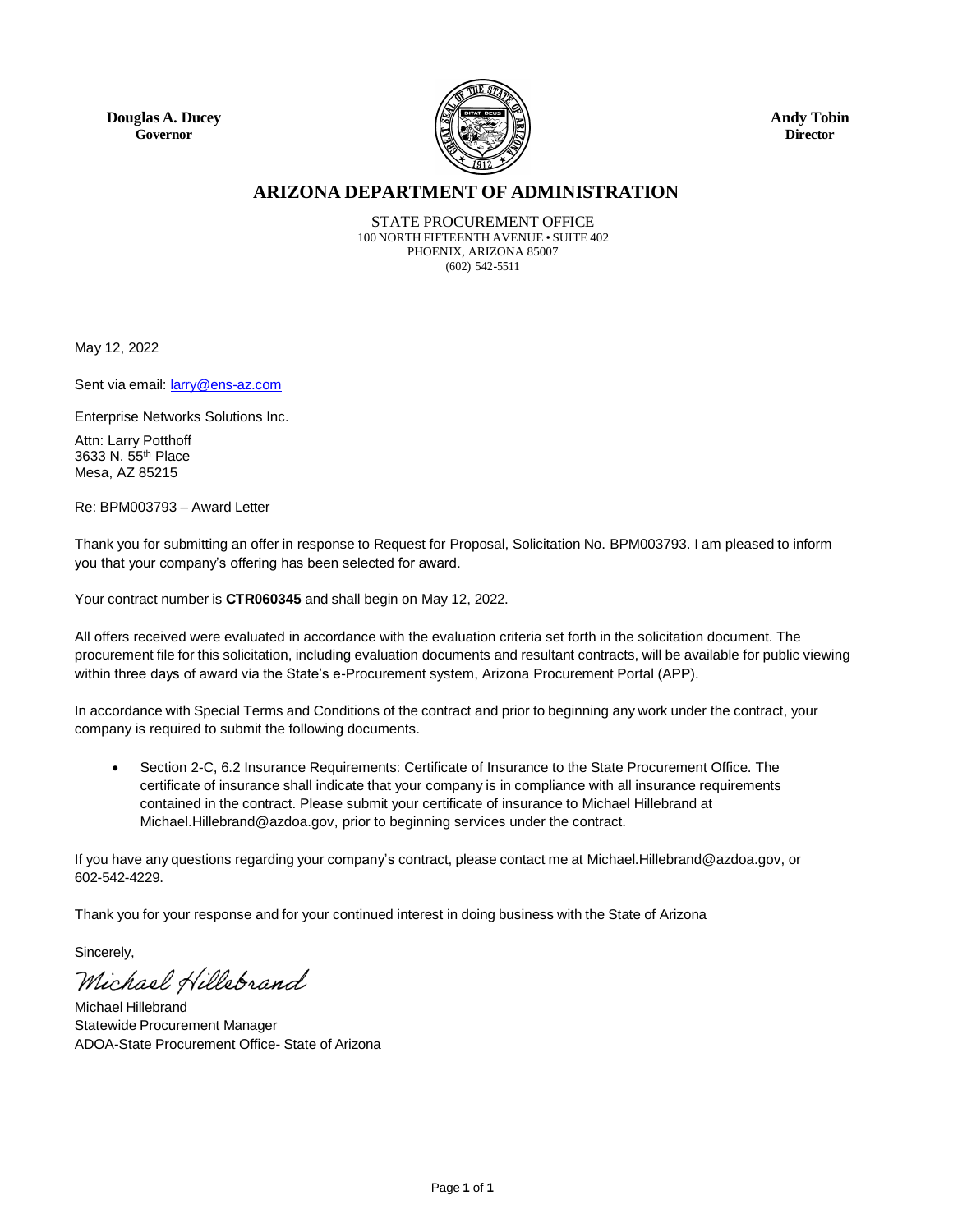**Douglas A. Ducey**
**Governor**

**Andy Tobin**
**Director**

# ARIZONA DEPARTMENT OF ADMINISTRATION

STATE PROCUREMENT OFFICE
100 NORTH FIFTEENTH AVENUE • SUITE 402
PHOENIX, ARIZONA 85007
(602) 542-5511

May 12, 2022

Sent via email: larry@ens-az.com

Enterprise Networks Solutions Inc.

Attn: Larry Potthoff
3633 N. 55th Place
Mesa, AZ 85215

Re: BPM003793 – Award Letter

Thank you for submitting an offer in response to Request for Proposal, Solicitation No. BPM003793. I am pleased to inform you that your company's offering has been selected for award.

Your contract number is **CTR060345** and shall begin on May 12, 2022.

All offers received were evaluated in accordance with the evaluation criteria set forth in the solicitation document. The procurement file for this solicitation, including evaluation documents and resultant contracts, will be available for public viewing within three days of award via the State's e-Procurement system, Arizona Procurement Portal (APP).

In accordance with Special Terms and Conditions of the contract and prior to beginning any work under the contract, your company is required to submit the following documents.

- Section 2-C, 6.2 Insurance Requirements: Certificate of Insurance to the State Procurement Office. The certificate of insurance shall indicate that your company is in compliance with all insurance requirements contained in the contract. Please submit your certificate of insurance to Michael Hillebrand at Michael.Hillebrand@azdoa.gov, prior to beginning services under the contract.

If you have any questions regarding your company's contract, please contact me at Michael.Hillebrand@azdoa.gov, or 602-542-4229.

Thank you for your response and for your continued interest in doing business with the State of Arizona

Sincerely,

*Michael Hillebrand*

Michael Hillebrand
Statewide Procurement Manager
ADOA-State Procurement Office- State of Arizona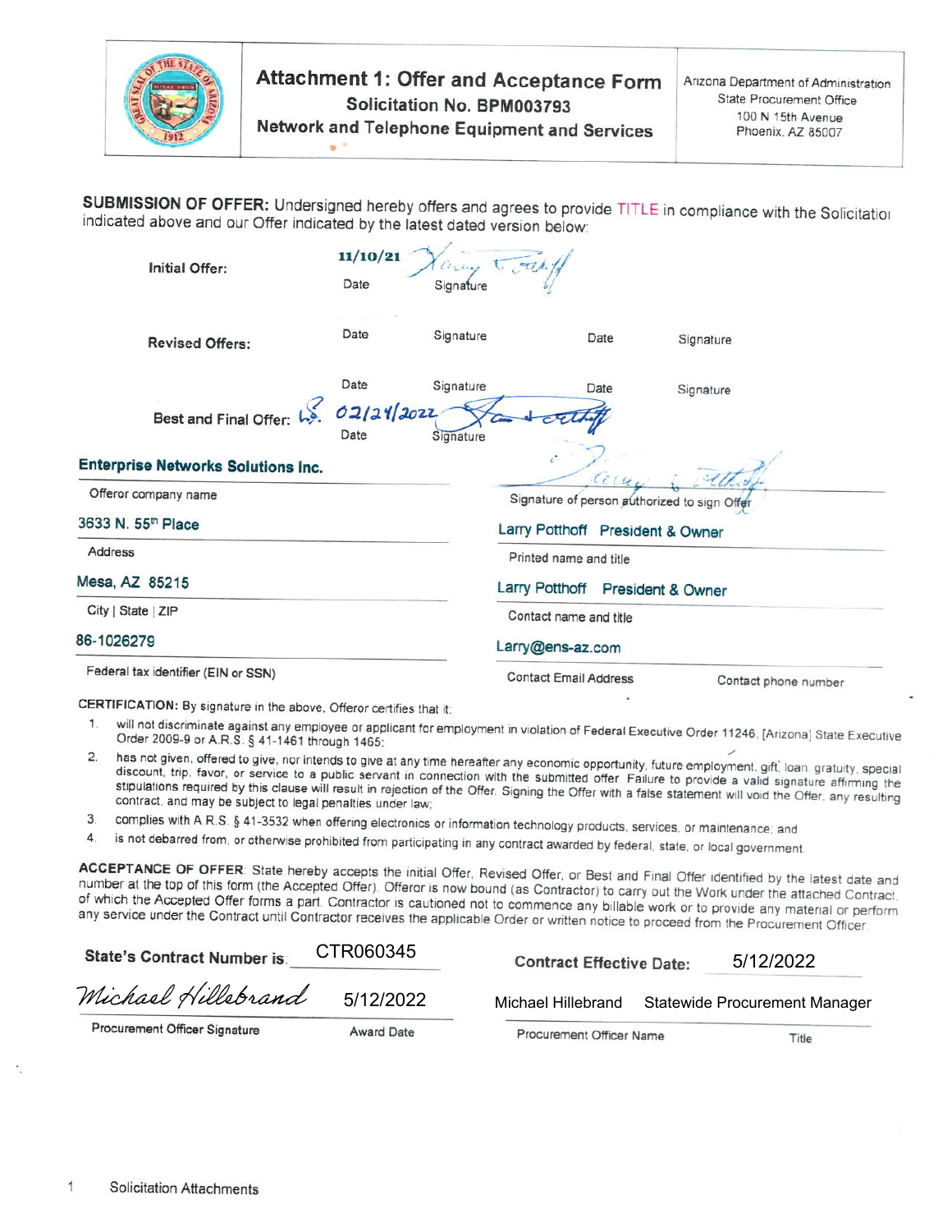# Attachment 1: Offer and Acceptance Form

**Solicitation No. BPM003793**

**Network and Telephone Equipment and Services**

Arizona Department of Administration
State Procurement Office
100 N 15th Avenue
Phoenix, AZ 85007

**SUBMISSION OF OFFER:** Undersigned hereby offers and agrees to provide TITLE in compliance with the Solicitation indicated above and our Offer indicated by the latest dated version below:

| | | | | |
|---|---|---|---|---|
| **Initial Offer:** | 11/10/21 Date | [Signature] Signature | | |
| **Revised Offers:** | Date | Signature | Date | Signature |
| | Date | Signature | Date | Signature |
| **Best and Final Offer:** | 02/24/2022 Date | [Signature] Signature | | |

| | |
|---|---|
| **Enterprise Networks Solutions Inc.** | [Signature] |
| Offeror company name | Signature of person authorized to sign Offer |
| 3633 N. 55th Place | Larry Potthoff President & Owner |
| Address | Printed name and title |
| Mesa, AZ 85215 | Larry Potthoff President & Owner |
| City \| State \| ZIP | Contact name and title |
| 86-1026279 | Larry@ens-az.com |
| Federal tax identifier (EIN or SSN) | Contact Email Address / Contact phone number |

**CERTIFICATION:** By signature in the above, Offeror certifies that it:

1. will not discriminate against any employee or applicant for employment in violation of Federal Executive Order 11246, [Arizona] State Executive Order 2009-9 or A.R.S. § 41-1461 through 1465;
2. has not given, offered to give, nor intends to give at any time hereafter any economic opportunity, future employment, gift, loan, gratuity, special discount, trip, favor, or service to a public servant in connection with the submitted offer. Failure to provide a valid signature affirming the stipulations required by this clause will result in rejection of the Offer. Signing the Offer with a false statement will void the Offer, any resulting contract, and may be subject to legal penalties under law;
3. complies with A.R.S. § 41-3532 when offering electronics or information technology products, services, or maintenance; and
4. is not debarred from, or otherwise prohibited from participating in any contract awarded by federal, state, or local government.

**ACCEPTANCE OF OFFER:** State hereby accepts the initial Offer, Revised Offer, or Best and Final Offer identified by the latest date and number at the top of this form (the Accepted Offer). Offeror is now bound (as Contractor) to carry out the Work under the attached Contract, of which the Accepted Offer forms a part. Contractor is cautioned not to commence any billable work or to provide any material or perform any service under the Contract until Contractor receives the applicable Order or written notice to proceed from the Procurement Officer.

| | | | |
|---|---|---|---|
| **State's Contract Number is:** | CTR060345 | **Contract Effective Date:** | 5/12/2022 |
| *Michael Hillebrand* | 5/12/2022 | Michael Hillebrand | Statewide Procurement Manager |
| Procurement Officer Signature | Award Date | Procurement Officer Name | Title |

Solicitation Attachments